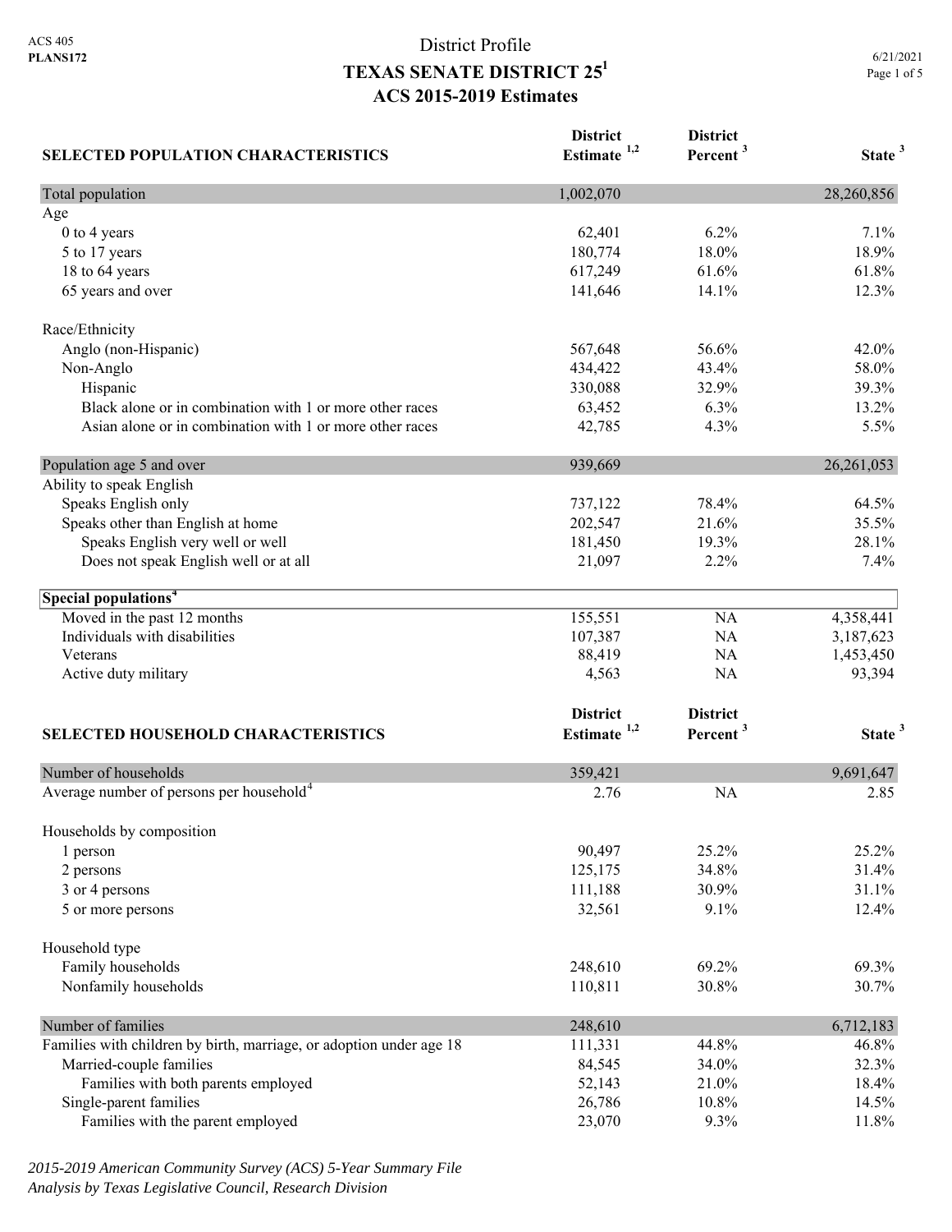ACS 405
**PLANS172**

# District Profile
# TEXAS SENATE DISTRICT 25[1]
## ACS 2015-2019 Estimates

6/21/2021

| SELECTED POPULATION CHARACTERISTICS | District Estimate [1,2] | District Percent [3] | State [3] |
|---|---|---|---|
| Total population | 1,002,070 | | 28,260,856 |
| Age | | | |
| 0 to 4 years | 62,401 | 6.2% | 7.1% |
| 5 to 17 years | 180,774 | 18.0% | 18.9% |
| 18 to 64 years | 617,249 | 61.6% | 61.8% |
| 65 years and over | 141,646 | 14.1% | 12.3% |
| Race/Ethnicity | | | |
| Anglo (non-Hispanic) | 567,648 | 56.6% | 42.0% |
| Non-Anglo | 434,422 | 43.4% | 58.0% |
| Hispanic | 330,088 | 32.9% | 39.3% |
| Black alone or in combination with 1 or more other races | 63,452 | 6.3% | 13.2% |
| Asian alone or in combination with 1 or more other races | 42,785 | 4.3% | 5.5% |
| Population age 5 and over | 939,669 | | 26,261,053 |
| Ability to speak English | | | |
| Speaks English only | 737,122 | 78.4% | 64.5% |
| Speaks other than English at home | 202,547 | 21.6% | 35.5% |
| Speaks English very well or well | 181,450 | 19.3% | 28.1% |
| Does not speak English well or at all | 21,097 | 2.2% | 7.4% |
| **Special populations[4]** | | | |
| Moved in the past 12 months | 155,551 | NA | 4,358,441 |
| Individuals with disabilities | 107,387 | NA | 3,187,623 |
| Veterans | 88,419 | NA | 1,453,450 |
| Active duty military | 4,563 | NA | 93,394 |

| SELECTED HOUSEHOLD CHARACTERISTICS | District Estimate [1,2] | District Percent [3] | State [3] |
|---|---|---|---|
| Number of households | 359,421 | | 9,691,647 |
| Average number of persons per household[4] | 2.76 | NA | 2.85 |
| Households by composition | | | |
| 1 person | 90,497 | 25.2% | 25.2% |
| 2 persons | 125,175 | 34.8% | 31.4% |
| 3 or 4 persons | 111,188 | 30.9% | 31.1% |
| 5 or more persons | 32,561 | 9.1% | 12.4% |
| Household type | | | |
| Family households | 248,610 | 69.2% | 69.3% |
| Nonfamily households | 110,811 | 30.8% | 30.7% |
| Number of families | 248,610 | | 6,712,183 |
| Families with children by birth, marriage, or adoption under age 18 | 111,331 | 44.8% | 46.8% |
| Married-couple families | 84,545 | 34.0% | 32.3% |
| Families with both parents employed | 52,143 | 21.0% | 18.4% |
| Single-parent families | 26,786 | 10.8% | 14.5% |
| Families with the parent employed | 23,070 | 9.3% | 11.8% |

*2015-2019 American Community Survey (ACS) 5-Year Summary File*
*Analysis by Texas Legislative Council, Research Division*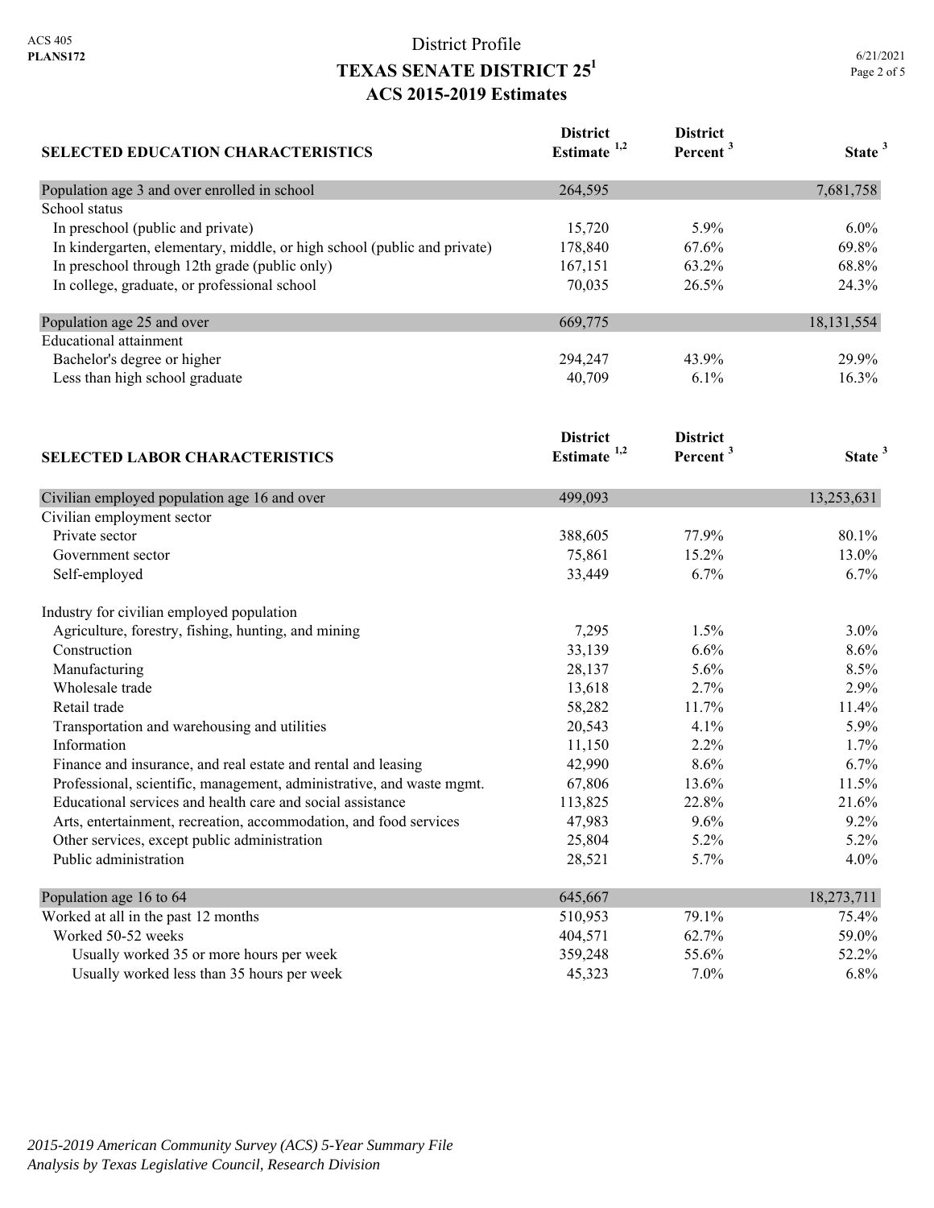ACS 405
**PLANS172**

# District Profile
# TEXAS SENATE DISTRICT 25[1]
## ACS 2015-2019 Estimates

6/21/2021

| SELECTED EDUCATION CHARACTERISTICS | District Estimate [1,2] | District Percent [3] | State [3] |
|---|---|---|---|
| Population age 3 and over enrolled in school | 264,595 | | 7,681,758 |
| School status | | | |
| In preschool (public and private) | 15,720 | 5.9% | 6.0% |
| In kindergarten, elementary, middle, or high school (public and private) | 178,840 | 67.6% | 69.8% |
| In preschool through 12th grade (public only) | 167,151 | 63.2% | 68.8% |
| In college, graduate, or professional school | 70,035 | 26.5% | 24.3% |
| Population age 25 and over | 669,775 | | 18,131,554 |
| Educational attainment | | | |
| Bachelor's degree or higher | 294,247 | 43.9% | 29.9% |
| Less than high school graduate | 40,709 | 6.1% | 16.3% |

| SELECTED LABOR CHARACTERISTICS | District Estimate [1,2] | District Percent [3] | State [3] |
|---|---|---|---|
| Civilian employed population age 16 and over | 499,093 | | 13,253,631 |
| Civilian employment sector | | | |
| Private sector | 388,605 | 77.9% | 80.1% |
| Government sector | 75,861 | 15.2% | 13.0% |
| Self-employed | 33,449 | 6.7% | 6.7% |
| Industry for civilian employed population | | | |
| Agriculture, forestry, fishing, hunting, and mining | 7,295 | 1.5% | 3.0% |
| Construction | 33,139 | 6.6% | 8.6% |
| Manufacturing | 28,137 | 5.6% | 8.5% |
| Wholesale trade | 13,618 | 2.7% | 2.9% |
| Retail trade | 58,282 | 11.7% | 11.4% |
| Transportation and warehousing and utilities | 20,543 | 4.1% | 5.9% |
| Information | 11,150 | 2.2% | 1.7% |
| Finance and insurance, and real estate and rental and leasing | 42,990 | 8.6% | 6.7% |
| Professional, scientific, management, administrative, and waste mgmt. | 67,806 | 13.6% | 11.5% |
| Educational services and health care and social assistance | 113,825 | 22.8% | 21.6% |
| Arts, entertainment, recreation, accommodation, and food services | 47,983 | 9.6% | 9.2% |
| Other services, except public administration | 25,804 | 5.2% | 5.2% |
| Public administration | 28,521 | 5.7% | 4.0% |
| Population age 16 to 64 | 645,667 | | 18,273,711 |
| Worked at all in the past 12 months | 510,953 | 79.1% | 75.4% |
| Worked 50-52 weeks | 404,571 | 62.7% | 59.0% |
| Usually worked 35 or more hours per week | 359,248 | 55.6% | 52.2% |
| Usually worked less than 35 hours per week | 45,323 | 7.0% | 6.8% |

*2015-2019 American Community Survey (ACS) 5-Year Summary File*
*Analysis by Texas Legislative Council, Research Division*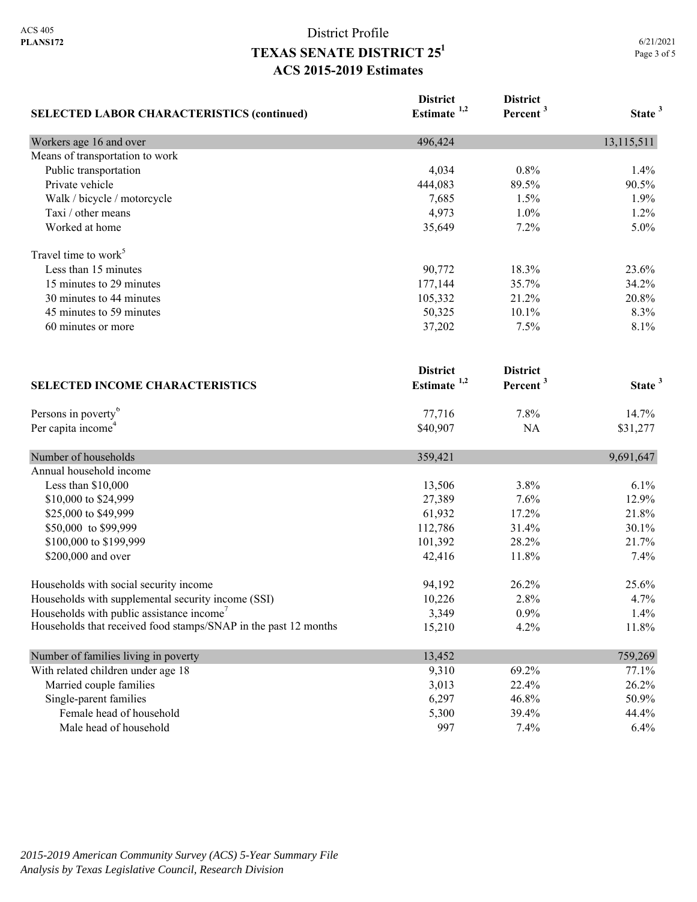# District Profile

## TEXAS SENATE DISTRICT 25[1]

## ACS 2015-2019 Estimates

| SELECTED LABOR CHARACTERISTICS (continued) | District Estimate [1,2] | District Percent [3] | State [3] |
|---|---|---|---|
| Workers age 16 and over | 496,424 | | 13,115,511 |
| Means of transportation to work | | | |
| Public transportation | 4,034 | 0.8% | 1.4% |
| Private vehicle | 444,083 | 89.5% | 90.5% |
| Walk / bicycle / motorcycle | 7,685 | 1.5% | 1.9% |
| Taxi / other means | 4,973 | 1.0% | 1.2% |
| Worked at home | 35,649 | 7.2% | 5.0% |
| Travel time to work[5] | | | |
| Less than 15 minutes | 90,772 | 18.3% | 23.6% |
| 15 minutes to 29 minutes | 177,144 | 35.7% | 34.2% |
| 30 minutes to 44 minutes | 105,332 | 21.2% | 20.8% |
| 45 minutes to 59 minutes | 50,325 | 10.1% | 8.3% |
| 60 minutes or more | 37,202 | 7.5% | 8.1% |

| SELECTED INCOME CHARACTERISTICS | District Estimate [1,2] | District Percent [3] | State [3] |
|---|---|---|---|
| Persons in poverty[6] | 77,716 | 7.8% | 14.7% |
| Per capita income[4] | $40,907 | NA | $31,277 |
| Number of households | 359,421 | | 9,691,647 |
| Annual household income | | | |
| Less than $10,000 | 13,506 | 3.8% | 6.1% |
| $10,000 to $24,999 | 27,389 | 7.6% | 12.9% |
| $25,000 to $49,999 | 61,932 | 17.2% | 21.8% |
| $50,000 to $99,999 | 112,786 | 31.4% | 30.1% |
| $100,000 to $199,999 | 101,392 | 28.2% | 21.7% |
| $200,000 and over | 42,416 | 11.8% | 7.4% |
| Households with social security income | 94,192 | 26.2% | 25.6% |
| Households with supplemental security income (SSI) | 10,226 | 2.8% | 4.7% |
| Households with public assistance income[7] | 3,349 | 0.9% | 1.4% |
| Households that received food stamps/SNAP in the past 12 months | 15,210 | 4.2% | 11.8% |
| Number of families living in poverty | 13,452 | | 759,269 |
| With related children under age 18 | 9,310 | 69.2% | 77.1% |
| Married couple families | 3,013 | 22.4% | 26.2% |
| Single-parent families | 6,297 | 46.8% | 50.9% |
| Female head of household | 5,300 | 39.4% | 44.4% |
| Male head of household | 997 | 7.4% | 6.4% |

*2015-2019 American Community Survey (ACS) 5-Year Summary File*
*Analysis by Texas Legislative Council, Research Division*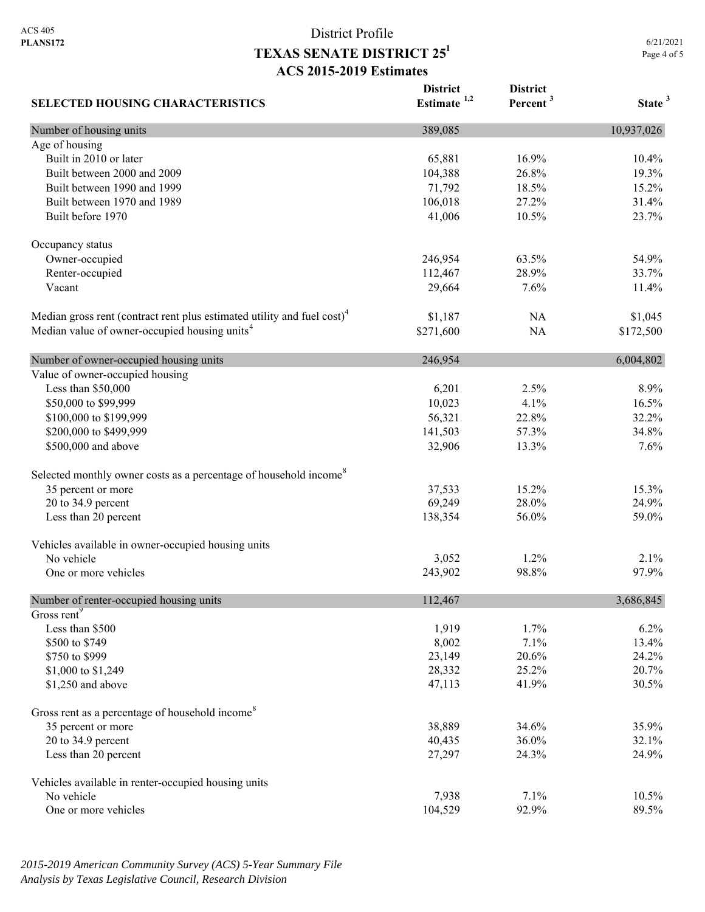# District Profile

## TEXAS SENATE DISTRICT 25[1]

### ACS 2015-2019 Estimates

| SELECTED HOUSING CHARACTERISTICS | District Estimate [1,2] | District Percent [3] | State [3] |
|---|---|---|---|
| **Number of housing units** | **389,085** | | **10,937,026** |
| Age of housing | | | |
| Built in 2010 or later | 65,881 | 16.9% | 10.4% |
| Built between 2000 and 2009 | 104,388 | 26.8% | 19.3% |
| Built between 1990 and 1999 | 71,792 | 18.5% | 15.2% |
| Built between 1970 and 1989 | 106,018 | 27.2% | 31.4% |
| Built before 1970 | 41,006 | 10.5% | 23.7% |
| Occupancy status | | | |
| Owner-occupied | 246,954 | 63.5% | 54.9% |
| Renter-occupied | 112,467 | 28.9% | 33.7% |
| Vacant | 29,664 | 7.6% | 11.4% |
| Median gross rent (contract rent plus estimated utility and fuel cost)[4] | $1,187 | NA | $1,045 |
| Median value of owner-occupied housing units[4] | $271,600 | NA | $172,500 |
| **Number of owner-occupied housing units** | **246,954** | | **6,004,802** |
| Value of owner-occupied housing | | | |
| Less than $50,000 | 6,201 | 2.5% | 8.9% |
| $50,000 to $99,999 | 10,023 | 4.1% | 16.5% |
| $100,000 to $199,999 | 56,321 | 22.8% | 32.2% |
| $200,000 to $499,999 | 141,503 | 57.3% | 34.8% |
| $500,000 and above | 32,906 | 13.3% | 7.6% |
| Selected monthly owner costs as a percentage of household income[8] | | | |
| 35 percent or more | 37,533 | 15.2% | 15.3% |
| 20 to 34.9 percent | 69,249 | 28.0% | 24.9% |
| Less than 20 percent | 138,354 | 56.0% | 59.0% |
| Vehicles available in owner-occupied housing units | | | |
| No vehicle | 3,052 | 1.2% | 2.1% |
| One or more vehicles | 243,902 | 98.8% | 97.9% |
| **Number of renter-occupied housing units** | **112,467** | | **3,686,845** |
| Gross rent[9] | | | |
| Less than $500 | 1,919 | 1.7% | 6.2% |
| $500 to $749 | 8,002 | 7.1% | 13.4% |
| $750 to $999 | 23,149 | 20.6% | 24.2% |
| $1,000 to $1,249 | 28,332 | 25.2% | 20.7% |
| $1,250 and above | 47,113 | 41.9% | 30.5% |
| Gross rent as a percentage of household income[8] | | | |
| 35 percent or more | 38,889 | 34.6% | 35.9% |
| 20 to 34.9 percent | 40,435 | 36.0% | 32.1% |
| Less than 20 percent | 27,297 | 24.3% | 24.9% |
| Vehicles available in renter-occupied housing units | | | |
| No vehicle | 7,938 | 7.1% | 10.5% |
| One or more vehicles | 104,529 | 92.9% | 89.5% |

*2015-2019 American Community Survey (ACS) 5-Year Summary File*
*Analysis by Texas Legislative Council, Research Division*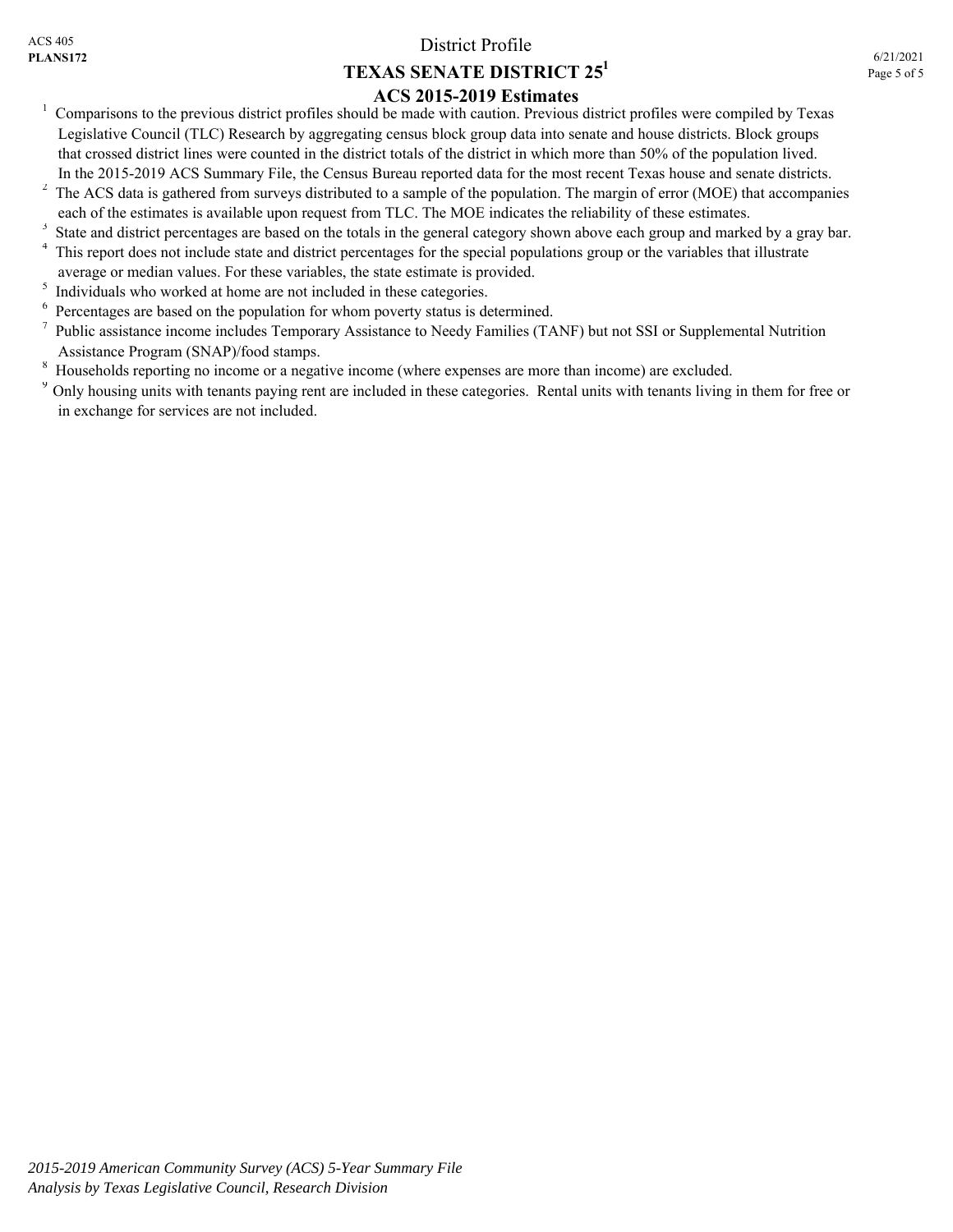# District Profile

## TEXAS SENATE DISTRICT 25[1]

### ACS 2015-2019 Estimates

[1] Comparisons to the previous district profiles should be made with caution. Previous district profiles were compiled by Texas Legislative Council (TLC) Research by aggregating census block group data into senate and house districts. Block groups that crossed district lines were counted in the district totals of the district in which more than 50% of the population lived. In the 2015-2019 ACS Summary File, the Census Bureau reported data for the most recent Texas house and senate districts.

[2] The ACS data is gathered from surveys distributed to a sample of the population. The margin of error (MOE) that accompanies each of the estimates is available upon request from TLC. The MOE indicates the reliability of these estimates.

[3] State and district percentages are based on the totals in the general category shown above each group and marked by a gray bar.

[4] This report does not include state and district percentages for the special populations group or the variables that illustrate average or median values. For these variables, the state estimate is provided.

[5] Individuals who worked at home are not included in these categories.

[6] Percentages are based on the population for whom poverty status is determined.

[7] Public assistance income includes Temporary Assistance to Needy Families (TANF) but not SSI or Supplemental Nutrition Assistance Program (SNAP)/food stamps.

[8] Households reporting no income or a negative income (where expenses are more than income) are excluded.

[9] Only housing units with tenants paying rent are included in these categories. Rental units with tenants living in them for free or in exchange for services are not included.

*2015-2019 American Community Survey (ACS) 5-Year Summary File*
*Analysis by Texas Legislative Council, Research Division*